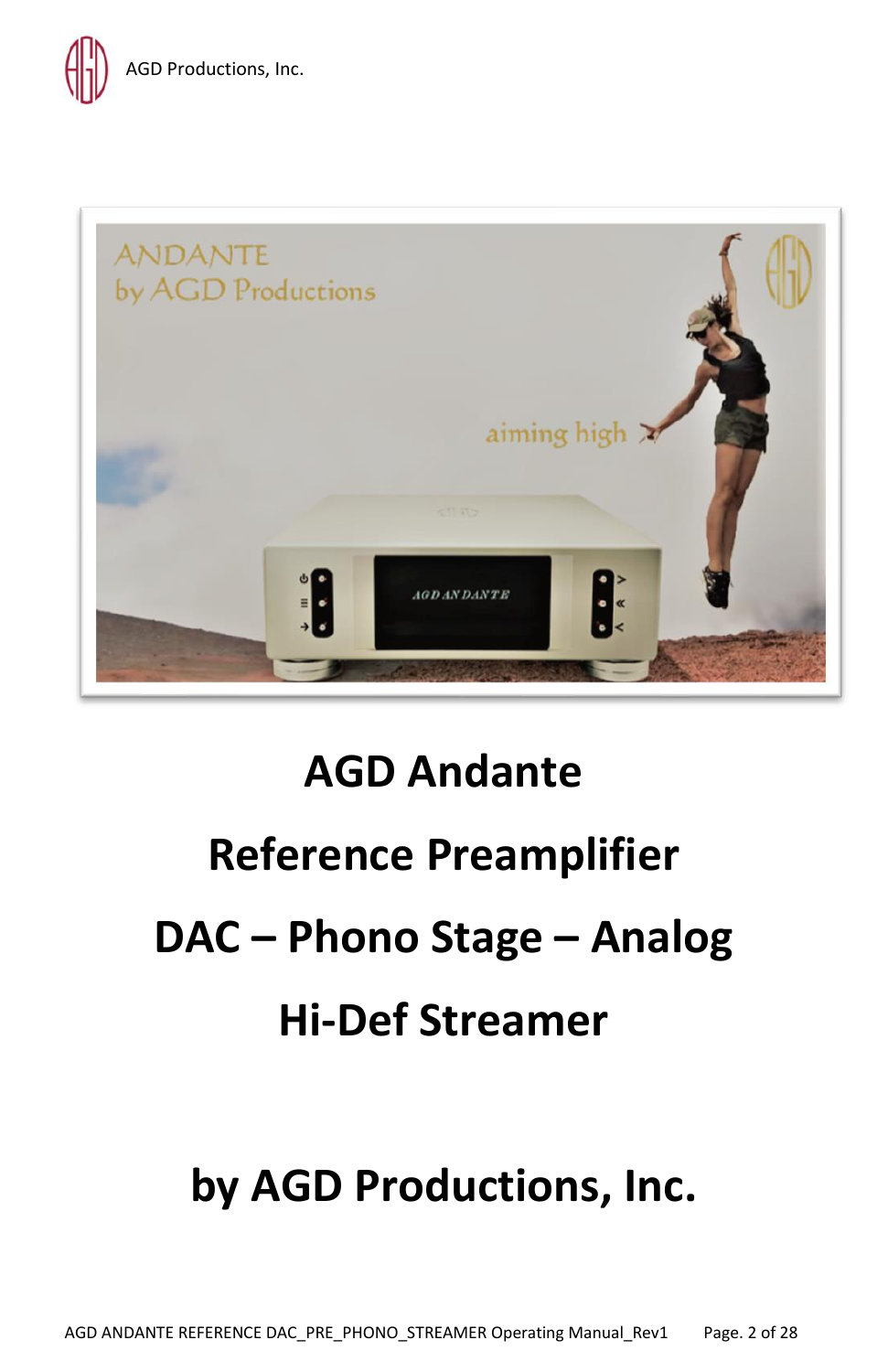# AGD Andante

# Reference Preamplifier

# DAC – Phono Stage – Analog

# Hi-Def Streamer

# by AGD Productions, Inc.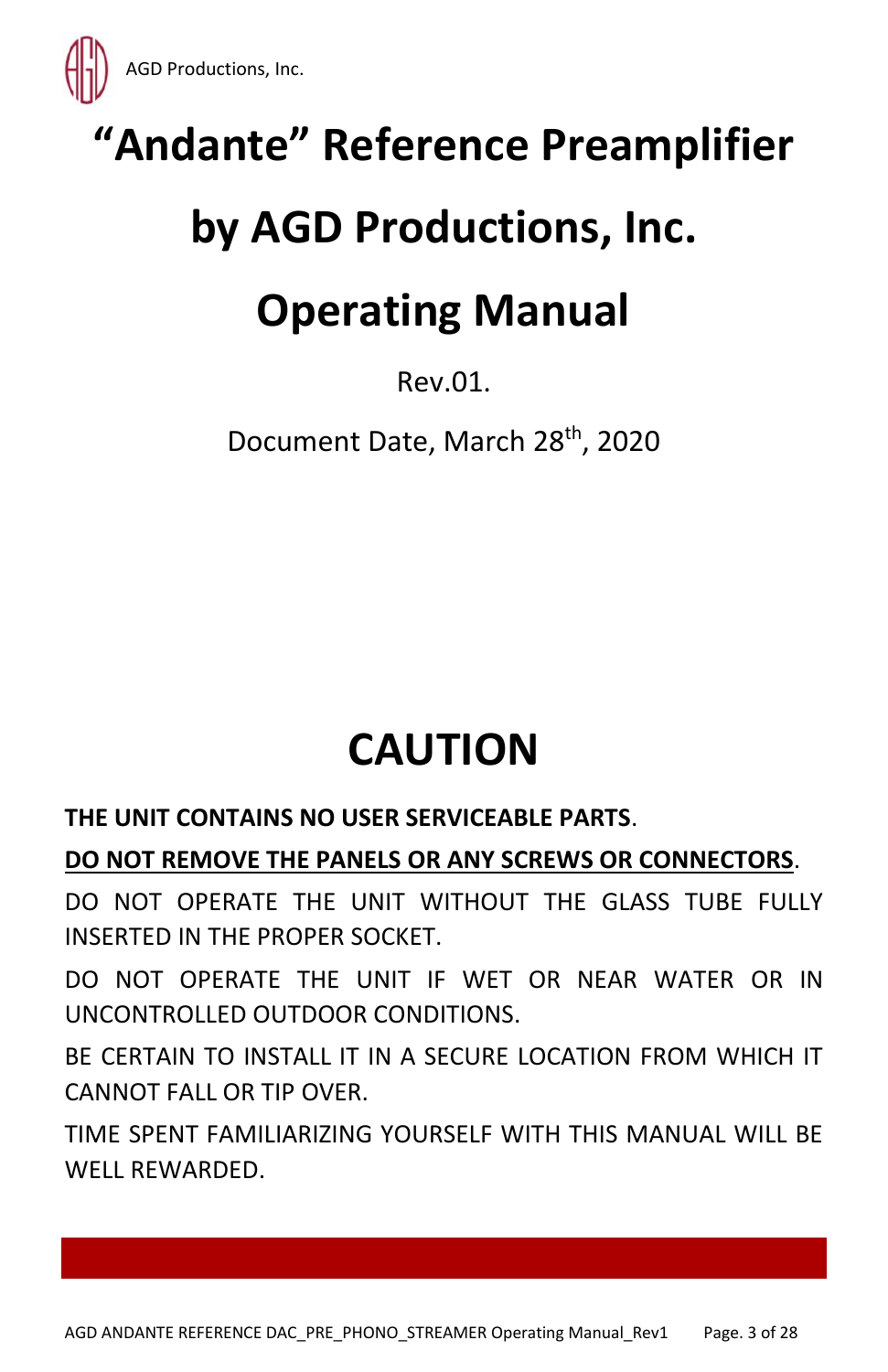AGD Productions, Inc.

# "Andante" Reference Preamplifier

# by AGD Productions, Inc.

# Operating Manual

Rev.01.

Document Date, March 28th, 2020

# CAUTION

**THE UNIT CONTAINS NO USER SERVICEABLE PARTS**.

**DO NOT REMOVE THE PANELS OR ANY SCREWS OR CONNECTORS**.

DO NOT OPERATE THE UNIT WITHOUT THE GLASS TUBE FULLY INSERTED IN THE PROPER SOCKET.

DO NOT OPERATE THE UNIT IF WET OR NEAR WATER OR IN UNCONTROLLED OUTDOOR CONDITIONS.

BE CERTAIN TO INSTALL IT IN A SECURE LOCATION FROM WHICH IT CANNOT FALL OR TIP OVER.

TIME SPENT FAMILIARIZING YOURSELF WITH THIS MANUAL WILL BE WELL REWARDED.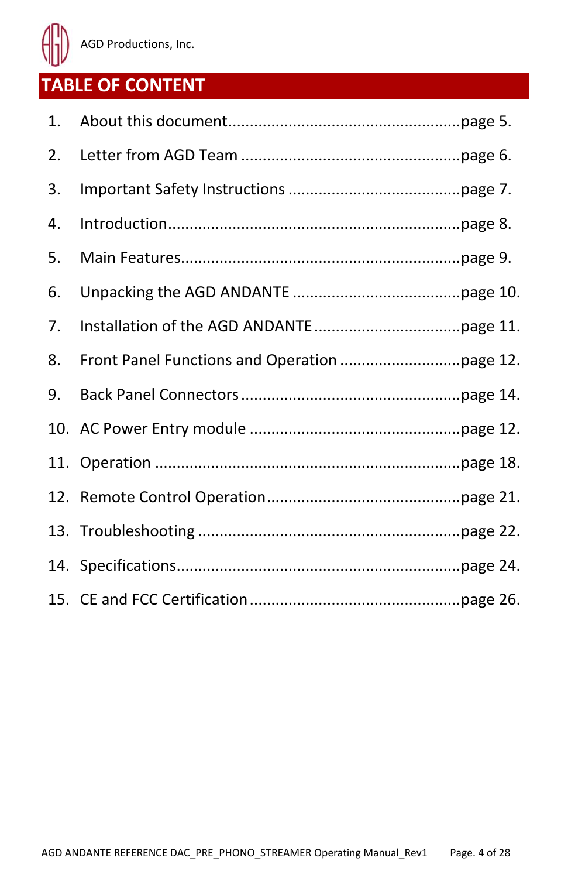# TABLE OF CONTENT

1. About this document....................................................page 5.
2. Letter from AGD Team ..................................................page 6.
3. Important Safety Instructions .......................................page 7.
4. Introduction..................................................................page 8.
5. Main Features..............................................................page 9.
6. Unpacking the AGD ANDANTE .......................................page 10.
7. Installation of the AGD ANDANTE..................................page 11.
8. Front Panel Functions and Operation ...........................page 12.
9. Back Panel Connectors..................................................page 14.
10. AC Power Entry module ................................................page 12.
11. Operation .....................................................................page 18.
12. Remote Control Operation............................................page 21.
13. Troubleshooting ...........................................................page 22.
14. Specifications................................................................page 24.
15. CE and FCC Certification ...............................................page 26.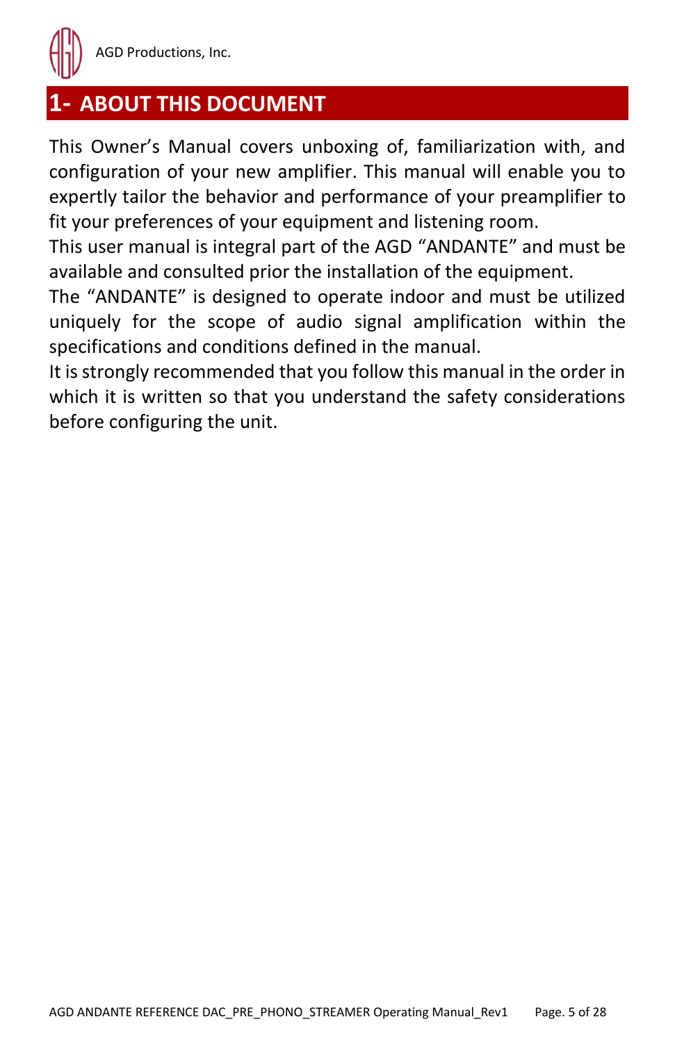# 1- ABOUT THIS DOCUMENT

This Owner's Manual covers unboxing of, familiarization with, and configuration of your new amplifier. This manual will enable you to expertly tailor the behavior and performance of your preamplifier to fit your preferences of your equipment and listening room.

This user manual is integral part of the AGD "ANDANTE" and must be available and consulted prior the installation of the equipment.

The "ANDANTE" is designed to operate indoor and must be utilized uniquely for the scope of audio signal amplification within the specifications and conditions defined in the manual.

It is strongly recommended that you follow this manual in the order in which it is written so that you understand the safety considerations before configuring the unit.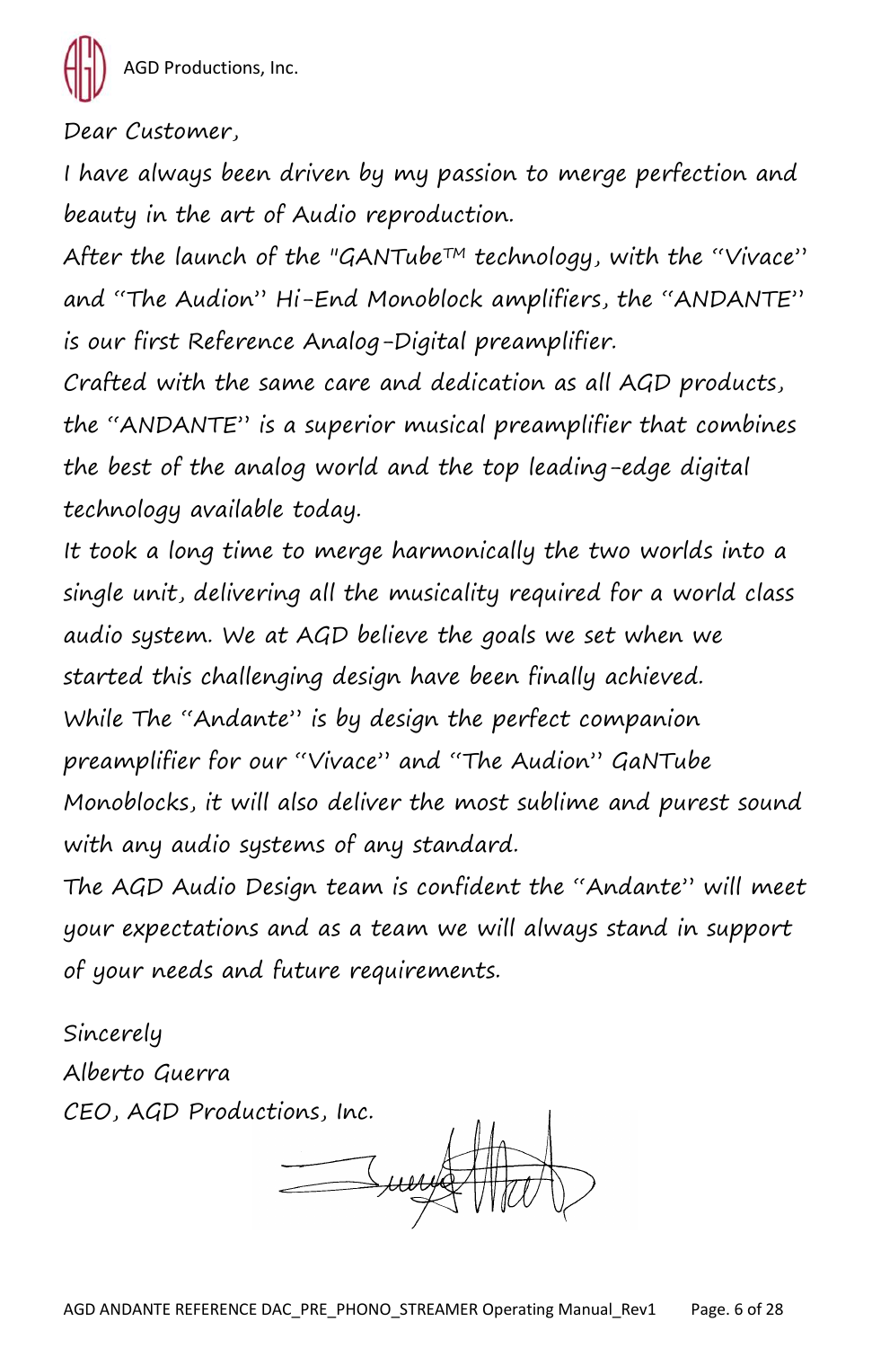AGD Productions, Inc.

Dear Customer,

I have always been driven by my passion to merge perfection and beauty in the art of Audio reproduction.

After the launch of the "GANTube™ technology, with the "Vivace" and "The Audion" Hi-End Monoblock amplifiers, the "ANDANTE" is our first Reference Analog-Digital preamplifier.

Crafted with the same care and dedication as all AGD products, the "ANDANTE" is a superior musical preamplifier that combines the best of the analog world and the top leading-edge digital technology available today.

It took a long time to merge harmonically the two worlds into a single unit, delivering all the musicality required for a world class audio system. We at AGD believe the goals we set when we started this challenging design have been finally achieved.

While The "Andante" is by design the perfect companion preamplifier for our "Vivace" and "The Audion" GaNTube Monoblocks, it will also deliver the most sublime and purest sound with any audio systems of any standard.

The AGD Audio Design team is confident the "Andante" will meet your expectations and as a team we will always stand in support of your needs and future requirements.

Sincerely

Alberto Guerra

CEO, AGD Productions, Inc.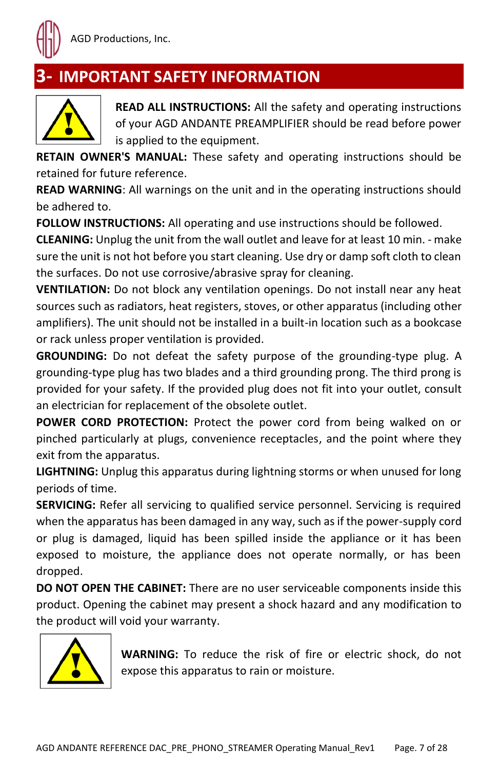## 3- IMPORTANT SAFETY INFORMATION

**READ ALL INSTRUCTIONS:** All the safety and operating instructions of your AGD ANDANTE PREAMPLIFIER should be read before power is applied to the equipment.

**RETAIN OWNER'S MANUAL:** These safety and operating instructions should be retained for future reference.

**READ WARNING**: All warnings on the unit and in the operating instructions should be adhered to.

**FOLLOW INSTRUCTIONS:** All operating and use instructions should be followed.

**CLEANING:** Unplug the unit from the wall outlet and leave for at least 10 min. - make sure the unit is not hot before you start cleaning. Use dry or damp soft cloth to clean the surfaces. Do not use corrosive/abrasive spray for cleaning.

**VENTILATION:** Do not block any ventilation openings. Do not install near any heat sources such as radiators, heat registers, stoves, or other apparatus (including other amplifiers). The unit should not be installed in a built-in location such as a bookcase or rack unless proper ventilation is provided.

**GROUNDING:** Do not defeat the safety purpose of the grounding-type plug. A grounding-type plug has two blades and a third grounding prong. The third prong is provided for your safety. If the provided plug does not fit into your outlet, consult an electrician for replacement of the obsolete outlet.

**POWER CORD PROTECTION:** Protect the power cord from being walked on or pinched particularly at plugs, convenience receptacles, and the point where they exit from the apparatus.

**LIGHTNING:** Unplug this apparatus during lightning storms or when unused for long periods of time.

**SERVICING:** Refer all servicing to qualified service personnel. Servicing is required when the apparatus has been damaged in any way, such as if the power-supply cord or plug is damaged, liquid has been spilled inside the appliance or it has been exposed to moisture, the appliance does not operate normally, or has been dropped.

**DO NOT OPEN THE CABINET:** There are no user serviceable components inside this product. Opening the cabinet may present a shock hazard and any modification to the product will void your warranty.

**WARNING:** To reduce the risk of fire or electric shock, do not expose this apparatus to rain or moisture.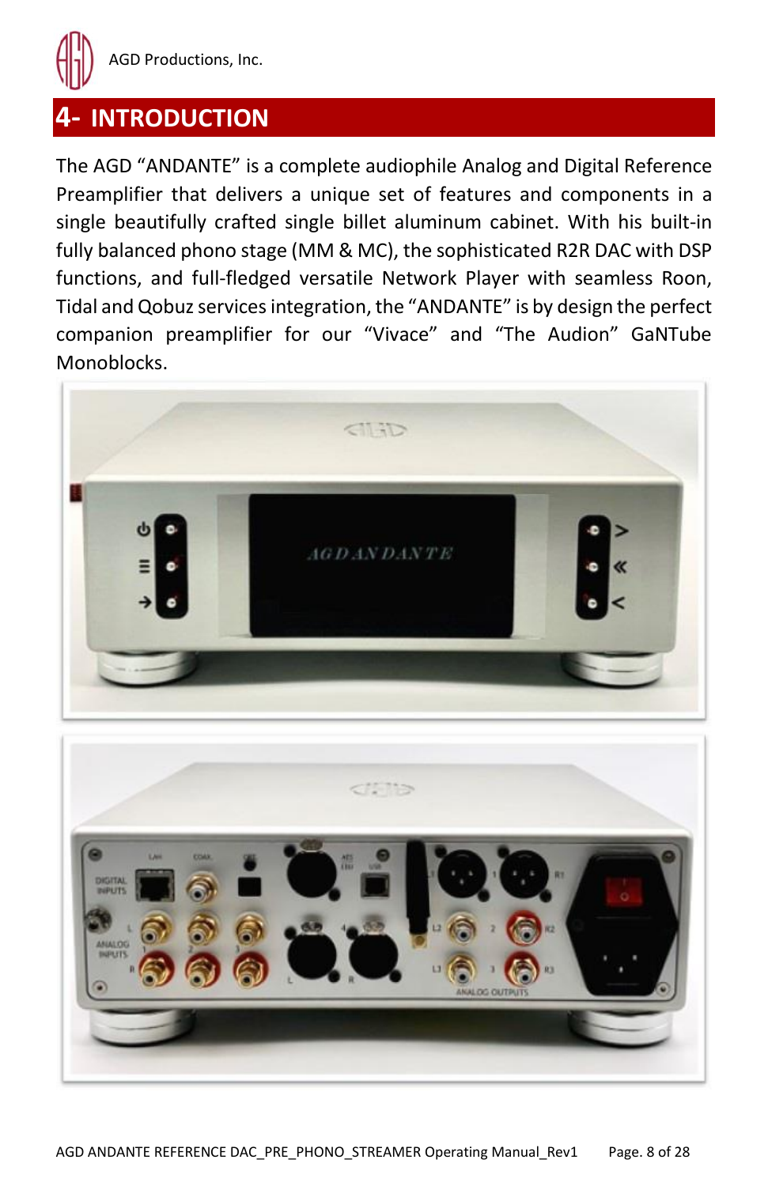# 4- INTRODUCTION

The AGD "ANDANTE" is a complete audiophile Analog and Digital Reference Preamplifier that delivers a unique set of features and components in a single beautifully crafted single billet aluminum cabinet. With his built-in fully balanced phono stage (MM & MC), the sophisticated R2R DAC with DSP functions, and full-fledged versatile Network Player with seamless Roon, Tidal and Qobuz services integration, the "ANDANTE" is by design the perfect companion preamplifier for our "Vivace" and "The Audion" GaNTube Monoblocks.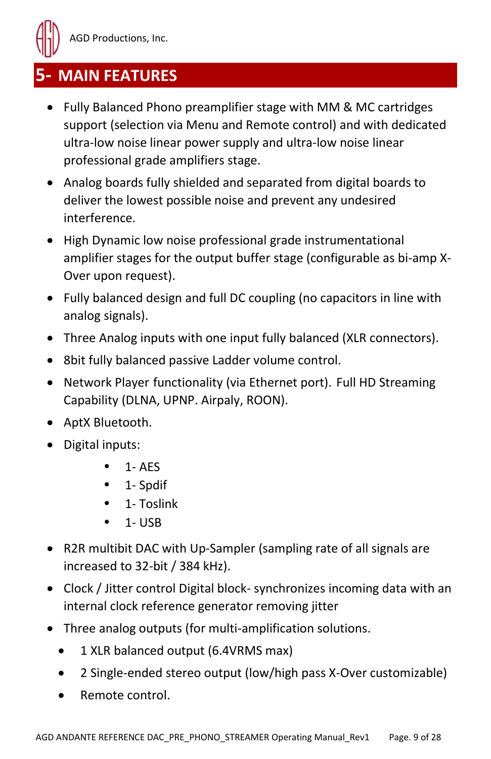# 5- MAIN FEATURES

- Fully Balanced Phono preamplifier stage with MM & MC cartridges support (selection via Menu and Remote control) and with dedicated ultra-low noise linear power supply and ultra-low noise linear professional grade amplifiers stage.
- Analog boards fully shielded and separated from digital boards to deliver the lowest possible noise and prevent any undesired interference.
- High Dynamic low noise professional grade instrumentational amplifier stages for the output buffer stage (configurable as bi-amp X-Over upon request).
- Fully balanced design and full DC coupling (no capacitors in line with analog signals).
- Three Analog inputs with one input fully balanced (XLR connectors).
- 8bit fully balanced passive Ladder volume control.
- Network Player functionality (via Ethernet port). Full HD Streaming Capability (DLNA, UPNP. Airpaly, ROON).
- AptX Bluetooth.
- Digital inputs:
  - 1- AES
  - 1- Spdif
  - 1- Toslink
  - 1- USB
- R2R multibit DAC with Up-Sampler (sampling rate of all signals are increased to 32-bit / 384 kHz).
- Clock / Jitter control Digital block- synchronizes incoming data with an internal clock reference generator removing jitter
- Three analog outputs (for multi-amplification solutions.
  - 1 XLR balanced output (6.4VRMS max)
  - 2 Single-ended stereo output (low/high pass X-Over customizable)
  - Remote control.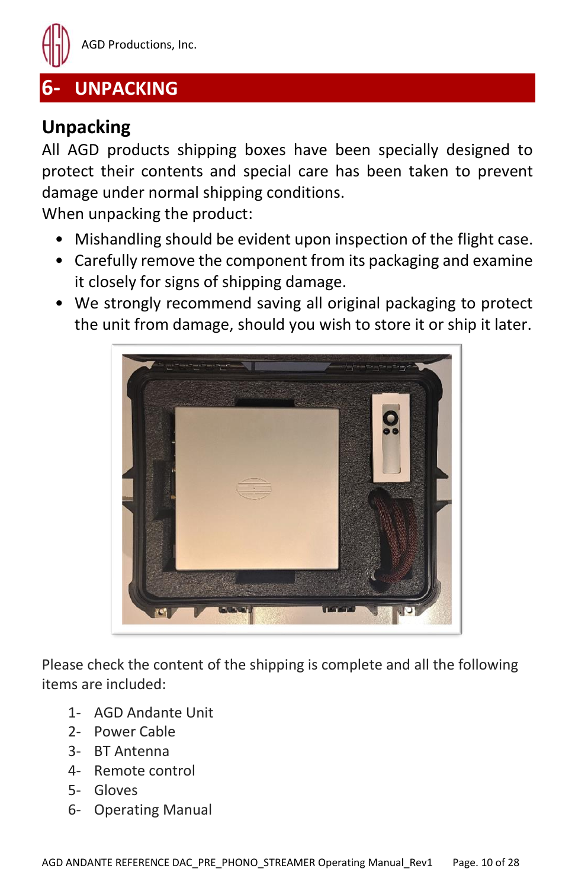# 6- UNPACKING

## Unpacking

All AGD products shipping boxes have been specially designed to protect their contents and special care has been taken to prevent damage under normal shipping conditions.

When unpacking the product:

- Mishandling should be evident upon inspection of the flight case.
- Carefully remove the component from its packaging and examine it closely for signs of shipping damage.
- We strongly recommend saving all original packaging to protect the unit from damage, should you wish to store it or ship it later.

Please check the content of the shipping is complete and all the following items are included:

1- AGD Andante Unit
2- Power Cable
3- BT Antenna
4- Remote control
5- Gloves
6- Operating Manual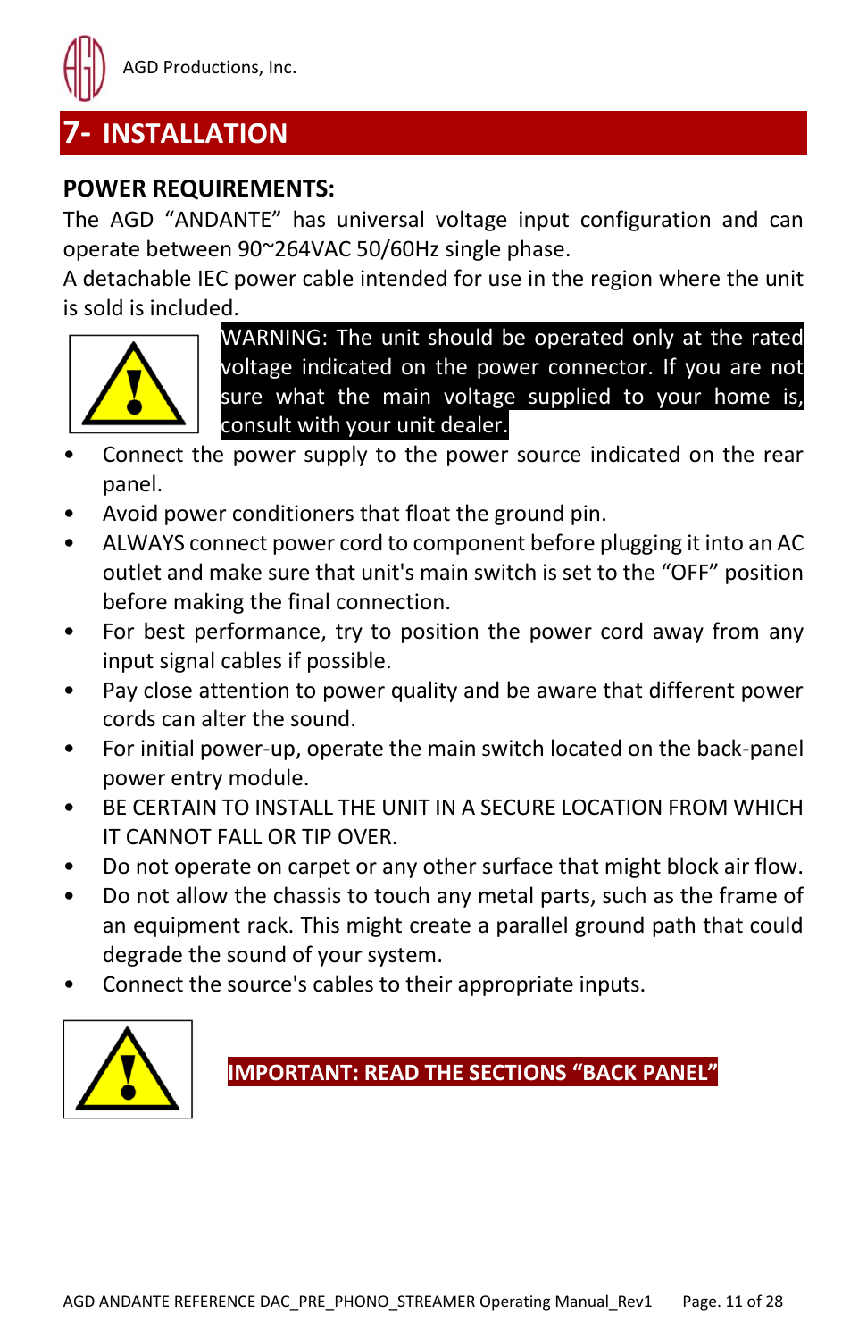# 7- INSTALLATION

## POWER REQUIREMENTS:

The AGD "ANDANTE" has universal voltage input configuration and can operate between 90~264VAC 50/60Hz single phase.

A detachable IEC power cable intended for use in the region where the unit is sold is included.

**WARNING: The unit should be operated only at the rated voltage indicated on the power connector. If you are not sure what the main voltage supplied to your home is, consult with your unit dealer.**

- Connect the power supply to the power source indicated on the rear panel.
- Avoid power conditioners that float the ground pin.
- ALWAYS connect power cord to component before plugging it into an AC outlet and make sure that unit's main switch is set to the "OFF" position before making the final connection.
- For best performance, try to position the power cord away from any input signal cables if possible.
- Pay close attention to power quality and be aware that different power cords can alter the sound.
- For initial power-up, operate the main switch located on the back-panel power entry module.
- BE CERTAIN TO INSTALL THE UNIT IN A SECURE LOCATION FROM WHICH IT CANNOT FALL OR TIP OVER.
- Do not operate on carpet or any other surface that might block air flow.
- Do not allow the chassis to touch any metal parts, such as the frame of an equipment rack. This might create a parallel ground path that could degrade the sound of your system.
- Connect the source's cables to their appropriate inputs.

**IMPORTANT: READ THE SECTIONS "BACK PANEL"**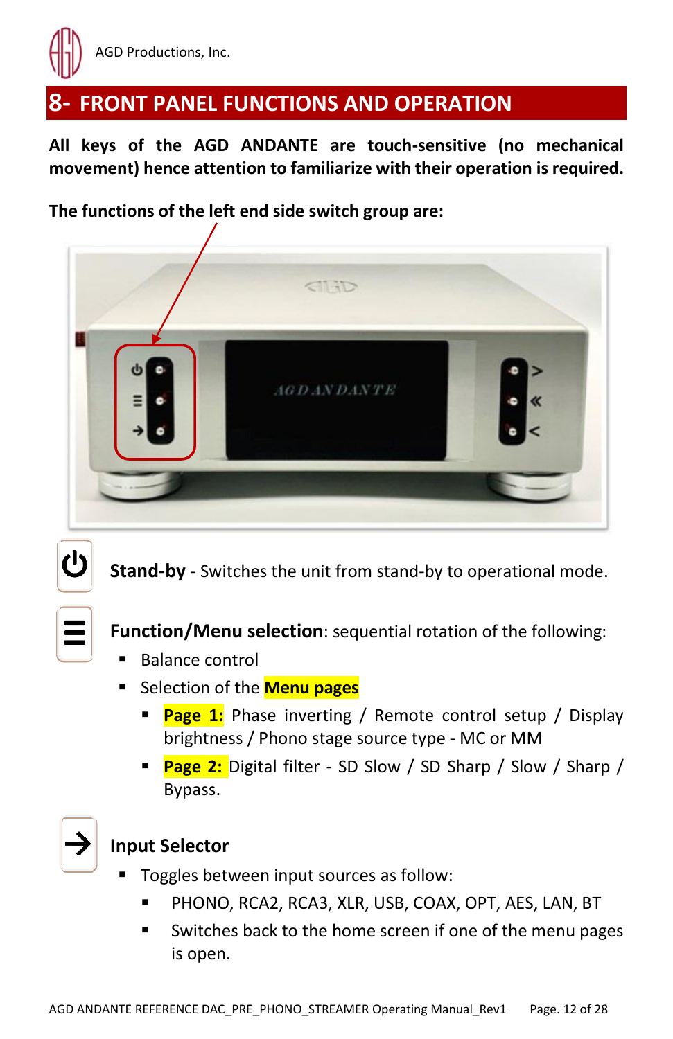## 8- FRONT PANEL FUNCTIONS AND OPERATION

**All keys of the AGD ANDANTE are touch-sensitive (no mechanical movement) hence attention to familiarize with their operation is required.**

**The functions of the left end side switch group are:**

**Stand-by** - Switches the unit from stand-by to operational mode.

**Function/Menu selection**: sequential rotation of the following:

- Balance control
- Selection of the **Menu pages**
  - **Page 1:** Phase inverting / Remote control setup / Display brightness / Phono stage source type - MC or MM
  - **Page 2:** Digital filter - SD Slow / SD Sharp / Slow / Sharp / Bypass.

**Input Selector**

- Toggles between input sources as follow:
  - PHONO, RCA2, RCA3, XLR, USB, COAX, OPT, AES, LAN, BT
  - Switches back to the home screen if one of the menu pages is open.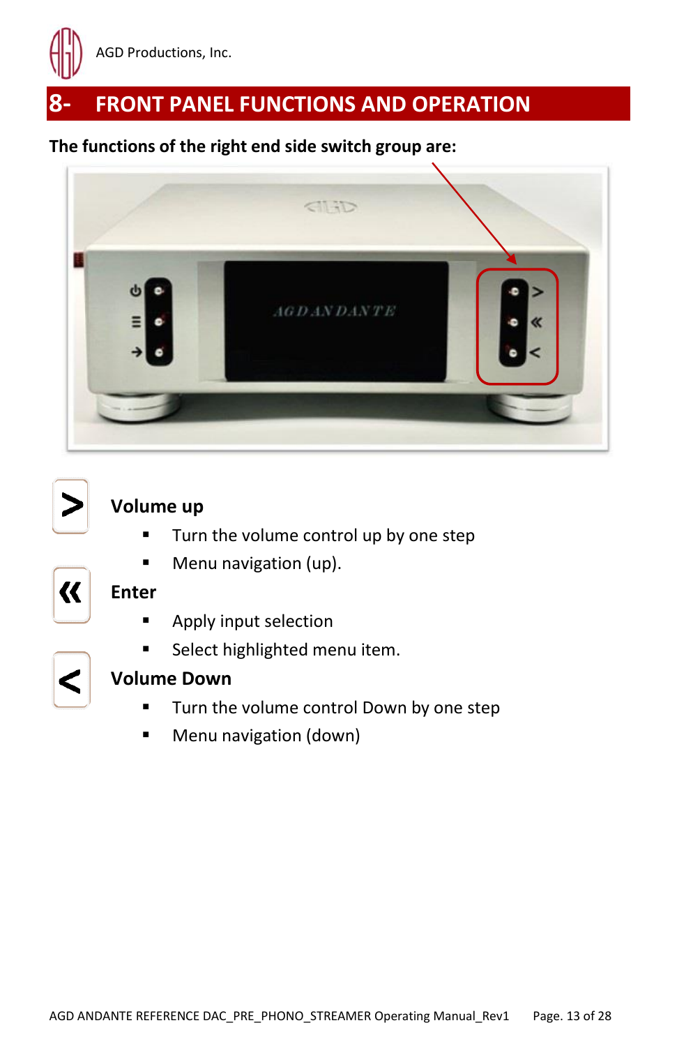## 8- FRONT PANEL FUNCTIONS AND OPERATION

**The functions of the right end side switch group are:**

**>** **Volume up**

- Turn the volume control up by one step
- Menu navigation (up).

**«** **Enter**

- Apply input selection
- Select highlighted menu item.

**<** **Volume Down**

- Turn the volume control Down by one step
- Menu navigation (down)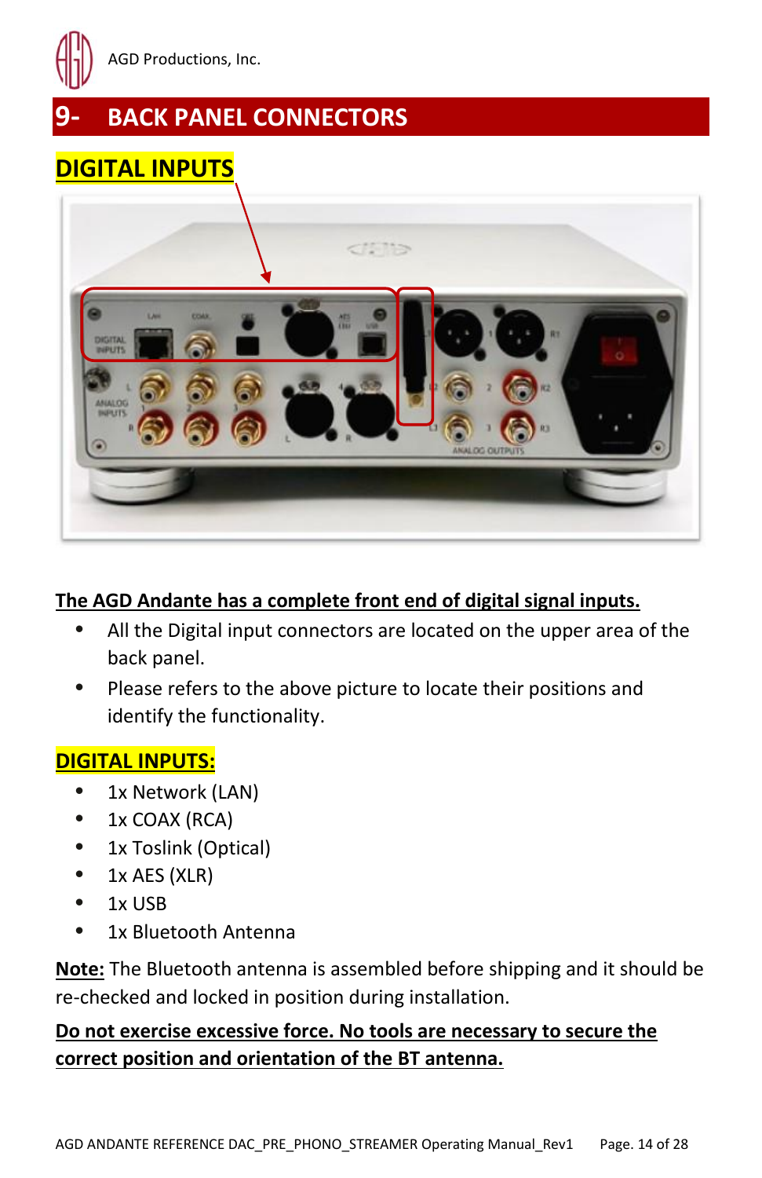# 9- BACK PANEL CONNECTORS

## DIGITAL INPUTS

**The AGD Andante has a complete front end of digital signal inputs.**

- All the Digital input connectors are located on the upper area of the back panel.
- Please refers to the above picture to locate their positions and identify the functionality.

## DIGITAL INPUTS:

- 1x Network (LAN)
- 1x COAX (RCA)
- 1x Toslink (Optical)
- 1x AES (XLR)
- 1x USB
- 1x Bluetooth Antenna

**Note:** The Bluetooth antenna is assembled before shipping and it should be re-checked and locked in position during installation.

**Do not exercise excessive force. No tools are necessary to secure the correct position and orientation of the BT antenna.**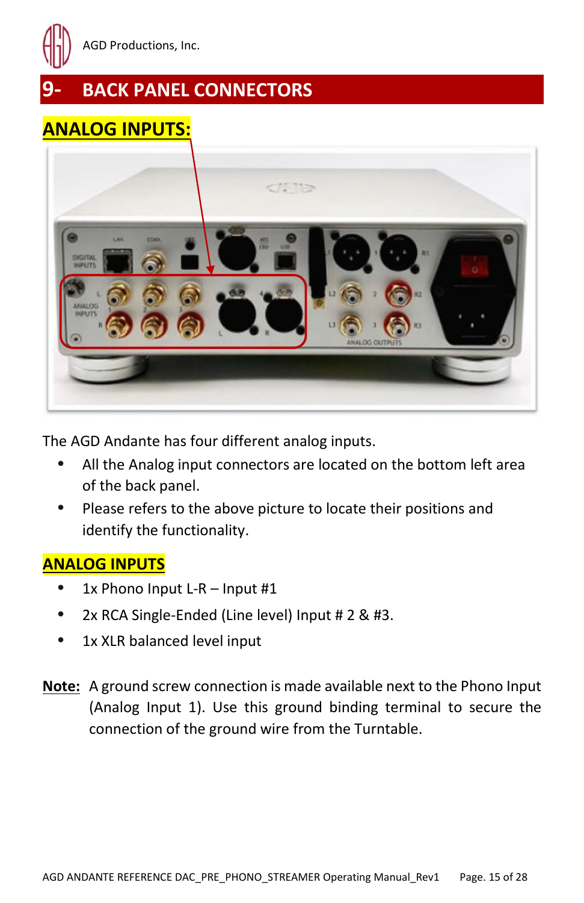## 9- BACK PANEL CONNECTORS

### ANALOG INPUTS:

The AGD Andante has four different analog inputs.

- All the Analog input connectors are located on the bottom left area of the back panel.
- Please refers to the above picture to locate their positions and identify the functionality.

### ANALOG INPUTS

- 1x Phono Input L-R – Input #1
- 2x RCA Single-Ended (Line level) Input # 2 & #3.
- 1x XLR balanced level input

**Note:** A ground screw connection is made available next to the Phono Input (Analog Input 1). Use this ground binding terminal to secure the connection of the ground wire from the Turntable.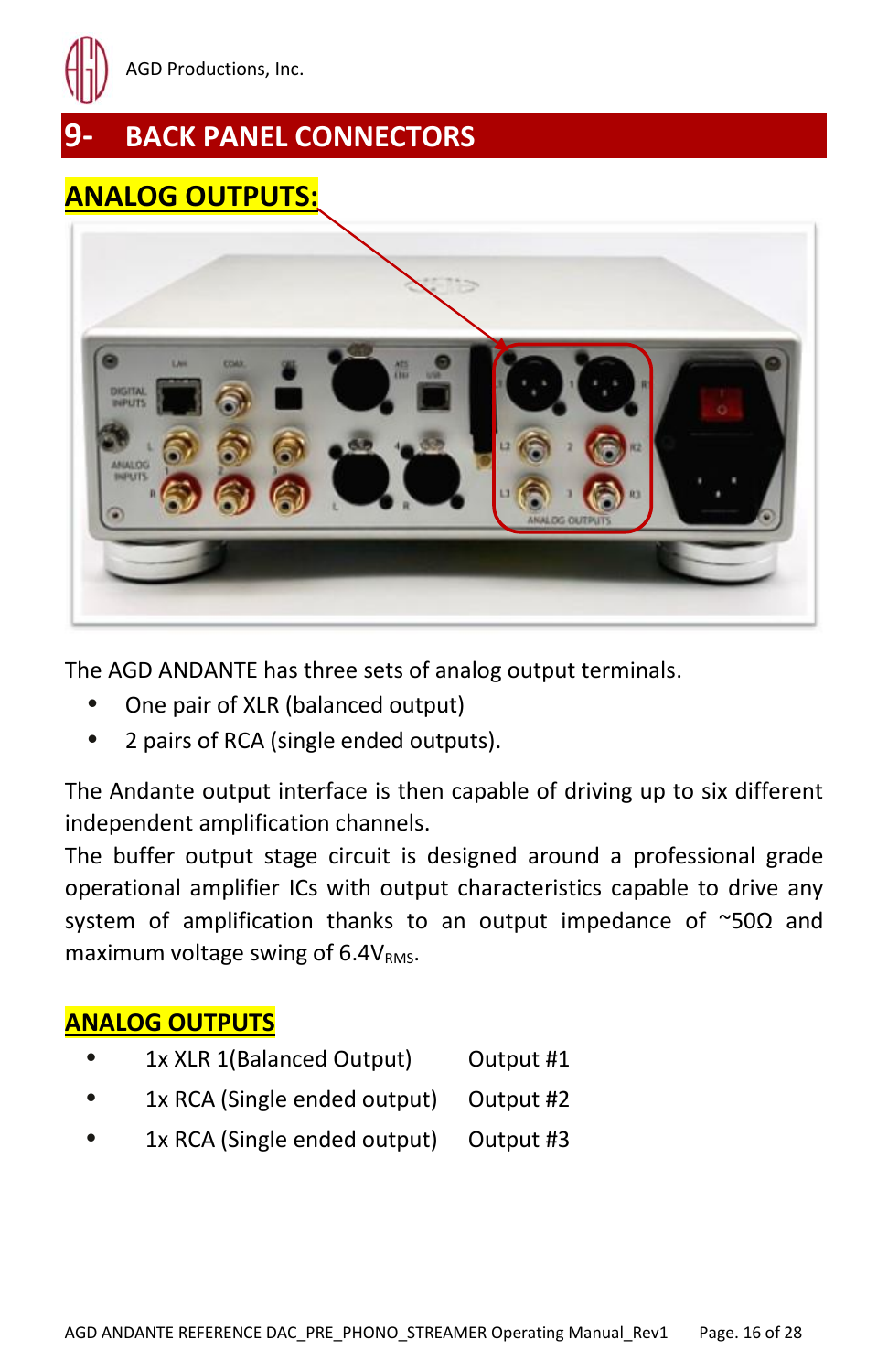# 9- BACK PANEL CONNECTORS

## ANALOG OUTPUTS:

The AGD ANDANTE has three sets of analog output terminals.

- One pair of XLR (balanced output)
- 2 pairs of RCA (single ended outputs).

The Andante output interface is then capable of driving up to six different independent amplification channels.

The buffer output stage circuit is designed around a professional grade operational amplifier ICs with output characteristics capable to drive any system of amplification thanks to an output impedance of ~50Ω and maximum voltage swing of $6.4V_{RMS}$.

## ANALOG OUTPUTS

- 1x XLR 1(Balanced Output) Output #1
- 1x RCA (Single ended output) Output #2
- 1x RCA (Single ended output) Output #3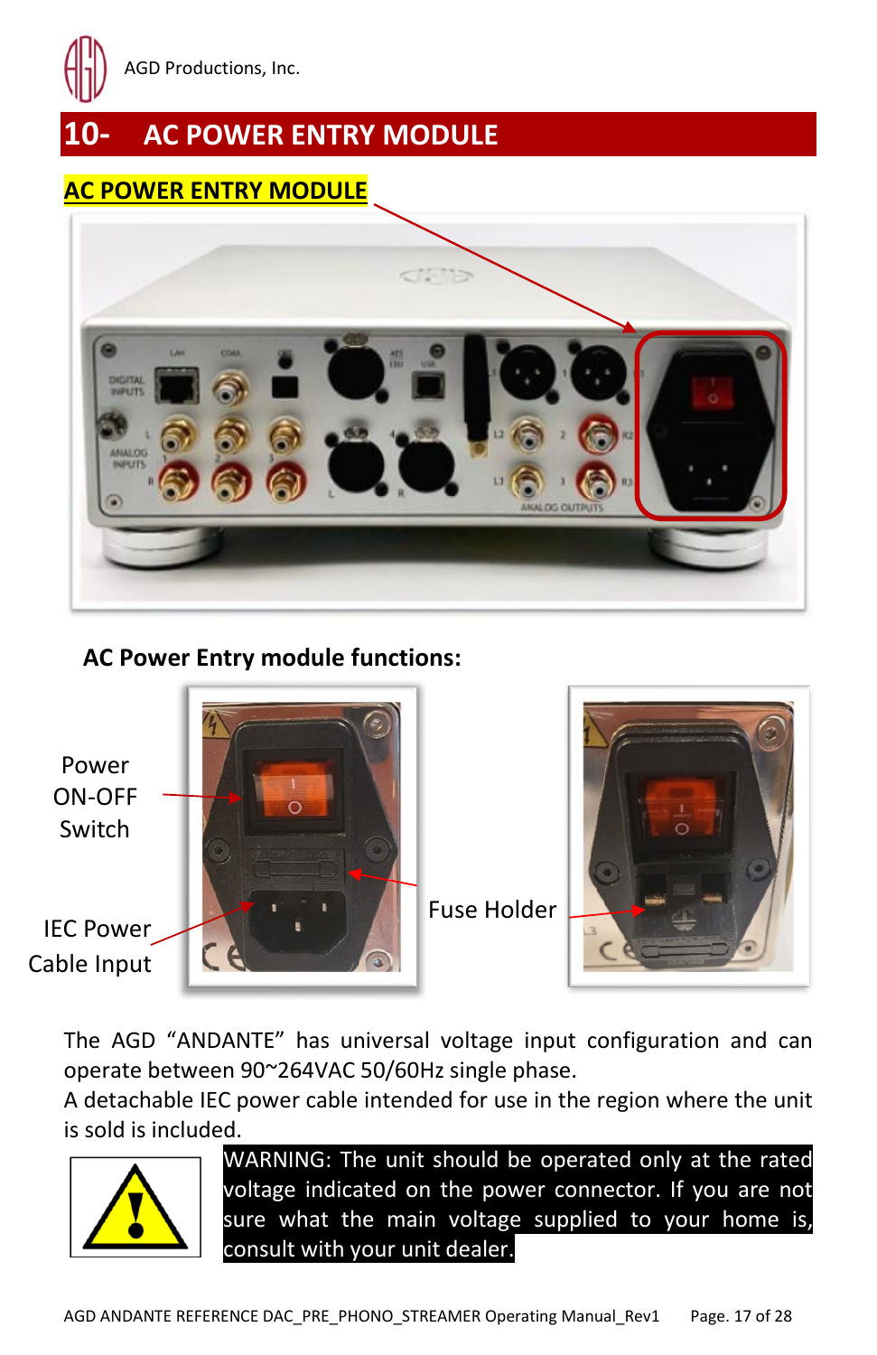# 10- AC POWER ENTRY MODULE

**AC POWER ENTRY MODULE**

**AC Power Entry module functions:**

Power ON-OFF Switch

IEC Power Cable Input

Fuse Holder

The AGD "ANDANTE" has universal voltage input configuration and can operate between 90~264VAC 50/60Hz single phase.
A detachable IEC power cable intended for use in the region where the unit is sold is included.

WARNING: The unit should be operated only at the rated voltage indicated on the power connector. If you are not sure what the main voltage supplied to your home is, consult with your unit dealer.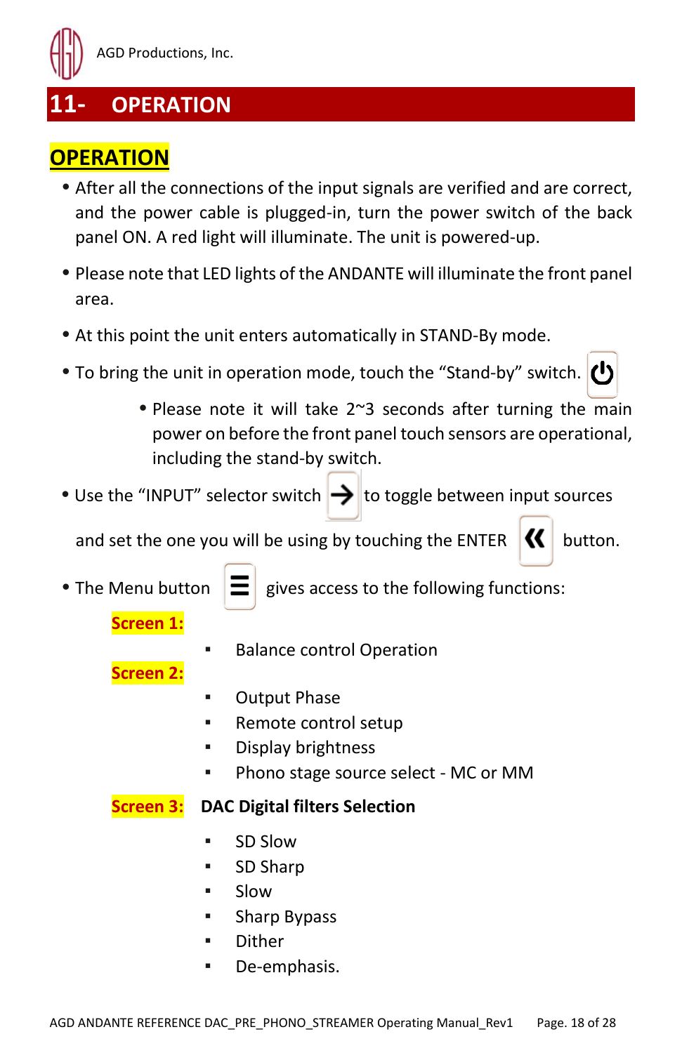# 11- OPERATION

## OPERATION

- After all the connections of the input signals are verified and are correct, and the power cable is plugged-in, turn the power switch of the back panel ON. A red light will illuminate. The unit is powered-up.
- Please note that LED lights of the ANDANTE will illuminate the front panel area.
- At this point the unit enters automatically in STAND-By mode.
- To bring the unit in operation mode, touch the “Stand-by” switch.
    - Please note it will take 2~3 seconds after turning the main power on before the front panel touch sensors are operational, including the stand-by switch.
- Use the “INPUT” selector switch to toggle between input sources and set the one you will be using by touching the ENTER button.
- The Menu button gives access to the following functions:

**Screen 1:**

- Balance control Operation

**Screen 2:**

- Output Phase
- Remote control setup
- Display brightness
- Phono stage source select - MC or MM

**Screen 3:** **DAC Digital filters Selection**

- SD Slow
- SD Sharp
- Slow
- Sharp Bypass
- Dither
- De-emphasis.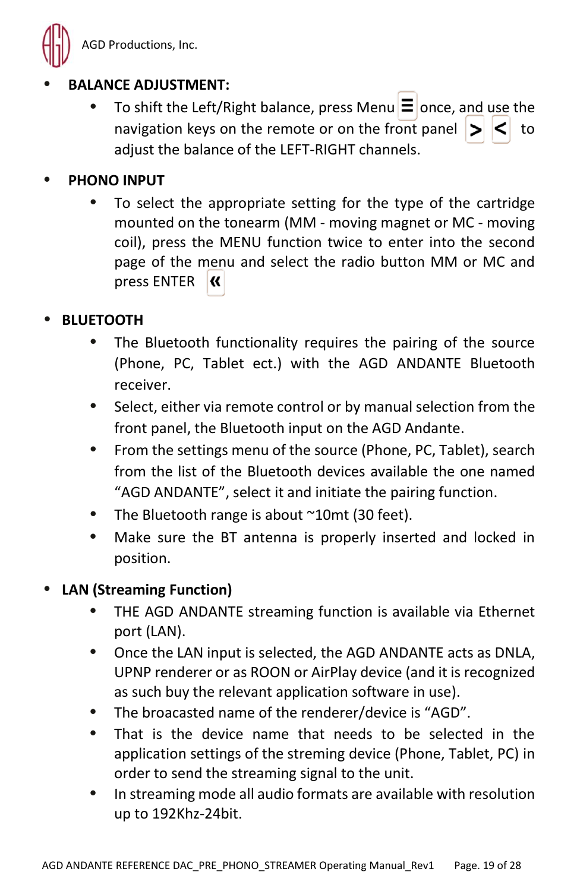- **BALANCE ADJUSTMENT:**
  - To shift the Left/Right balance, press Menu ☰ once, and use the navigation keys on the remote or on the front panel > < to adjust the balance of the LEFT-RIGHT channels.

- **PHONO INPUT**
  - To select the appropriate setting for the type of the cartridge mounted on the tonearm (MM - moving magnet or MC - moving coil), press the MENU function twice to enter into the second page of the menu and select the radio button MM or MC and press ENTER «

- **BLUETOOTH**
  - The Bluetooth functionality requires the pairing of the source (Phone, PC, Tablet ect.) with the AGD ANDANTE Bluetooth receiver.
  - Select, either via remote control or by manual selection from the front panel, the Bluetooth input on the AGD Andante.
  - From the settings menu of the source (Phone, PC, Tablet), search from the list of the Bluetooth devices available the one named "AGD ANDANTE", select it and initiate the pairing function.
  - The Bluetooth range is about ~10mt (30 feet).
  - Make sure the BT antenna is properly inserted and locked in position.

- **LAN (Streaming Function)**
  - THE AGD ANDANTE streaming function is available via Ethernet port (LAN).
  - Once the LAN input is selected, the AGD ANDANTE acts as DNLA, UPNP renderer or as ROON or AirPlay device (and it is recognized as such buy the relevant application software in use).
  - The broacasted name of the renderer/device is "AGD".
  - That is the device name that needs to be selected in the application settings of the streming device (Phone, Tablet, PC) in order to send the streaming signal to the unit.
  - In streaming mode all audio formats are available with resolution up to 192Khz-24bit.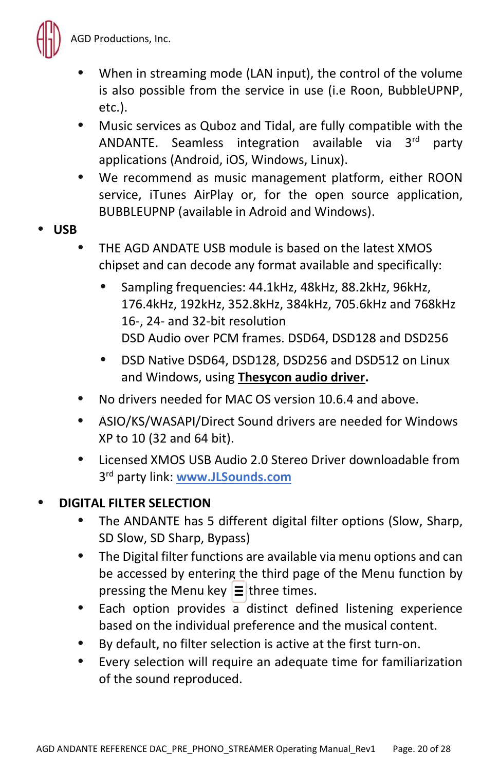- When in streaming mode (LAN input), the control of the volume is also possible from the service in use (i.e Roon, BubbleUPNP, etc.).
- Music services as Quboz and Tidal, are fully compatible with the ANDANTE. Seamless integration available via 3rd party applications (Android, iOS, Windows, Linux).
- We recommend as music management platform, either ROON service, iTunes AirPlay or, for the open source application, BUBBLEUPNP (available in Adroid and Windows).

- **USB**
  - THE AGD ANDATE USB module is based on the latest XMOS chipset and can decode any format available and specifically:
    - Sampling frequencies: 44.1kHz, 48kHz, 88.2kHz, 96kHz, 176.4kHz, 192kHz, 352.8kHz, 384kHz, 705.6kHz and 768kHz 16-, 24- and 32-bit resolution
      DSD Audio over PCM frames. DSD64, DSD128 and DSD256
    - DSD Native DSD64, DSD128, DSD256 and DSD512 on Linux and Windows, using **Thesycon audio driver.**
  - No drivers needed for MAC OS version 10.6.4 and above.
  - ASIO/KS/WASAPI/Direct Sound drivers are needed for Windows XP to 10 (32 and 64 bit).
  - Licensed XMOS USB Audio 2.0 Stereo Driver downloadable from 3rd party link: **www.JLSounds.com**

- **DIGITAL FILTER SELECTION**
  - The ANDANTE has 5 different digital filter options (Slow, Sharp, SD Slow, SD Sharp, Bypass)
  - The Digital filter functions are available via menu options and can be accessed by entering the third page of the Menu function by pressing the Menu key ☰ three times.
  - Each option provides a distinct defined listening experience based on the individual preference and the musical content.
  - By default, no filter selection is active at the first turn-on.
  - Every selection will require an adequate time for familiarization of the sound reproduced.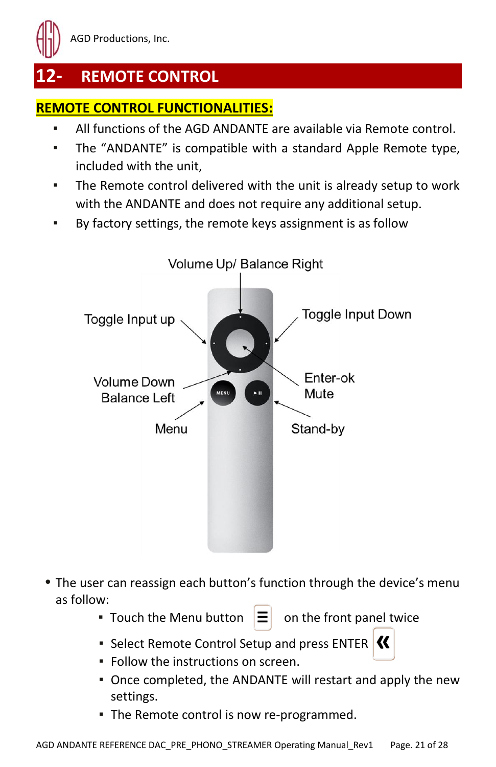# 12- REMOTE CONTROL

**REMOTE CONTROL FUNCTIONALITIES:**

- All functions of the AGD ANDANTE are available via Remote control.
- The "ANDANTE" is compatible with a standard Apple Remote type, included with the unit,
- The Remote control delivered with the unit is already setup to work with the ANDANTE and does not require any additional setup.
- By factory settings, the remote keys assignment is as follow

Volume Up/ Balance Right

Toggle Input up

Toggle Input Down

Volume Down Balance Left

Enter-ok Mute

Menu

Stand-by

- The user can reassign each button's function through the device's menu as follow:
  - Touch the Menu button ☰ on the front panel twice
  - Select Remote Control Setup and press ENTER «
  - Follow the instructions on screen.
  - Once completed, the ANDANTE will restart and apply the new settings.
  - The Remote control is now re-programmed.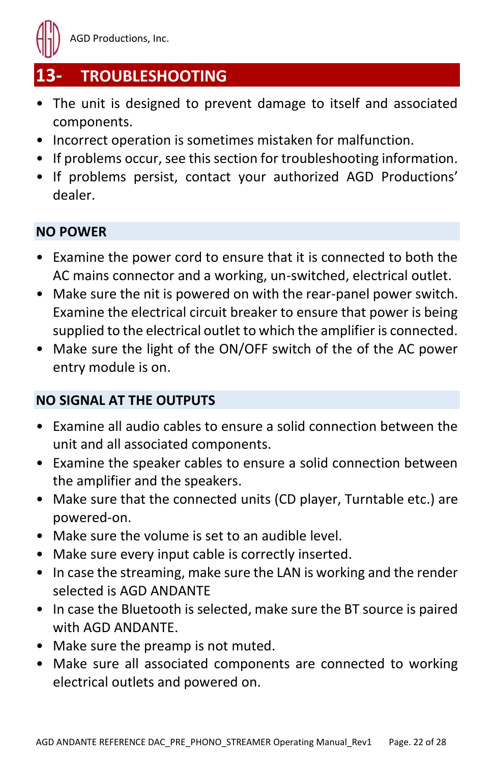## 13- TROUBLESHOOTING

- The unit is designed to prevent damage to itself and associated components.
- Incorrect operation is sometimes mistaken for malfunction.
- If problems occur, see this section for troubleshooting information.
- If problems persist, contact your authorized AGD Productions' dealer.

### NO POWER

- Examine the power cord to ensure that it is connected to both the AC mains connector and a working, un-switched, electrical outlet.
- Make sure the nit is powered on with the rear-panel power switch. Examine the electrical circuit breaker to ensure that power is being supplied to the electrical outlet to which the amplifier is connected.
- Make sure the light of the ON/OFF switch of the of the AC power entry module is on.

### NO SIGNAL AT THE OUTPUTS

- Examine all audio cables to ensure a solid connection between the unit and all associated components.
- Examine the speaker cables to ensure a solid connection between the amplifier and the speakers.
- Make sure that the connected units (CD player, Turntable etc.) are powered-on.
- Make sure the volume is set to an audible level.
- Make sure every input cable is correctly inserted.
- In case the streaming, make sure the LAN is working and the render selected is AGD ANDANTE
- In case the Bluetooth is selected, make sure the BT source is paired with AGD ANDANTE.
- Make sure the preamp is not muted.
- Make sure all associated components are connected to working electrical outlets and powered on.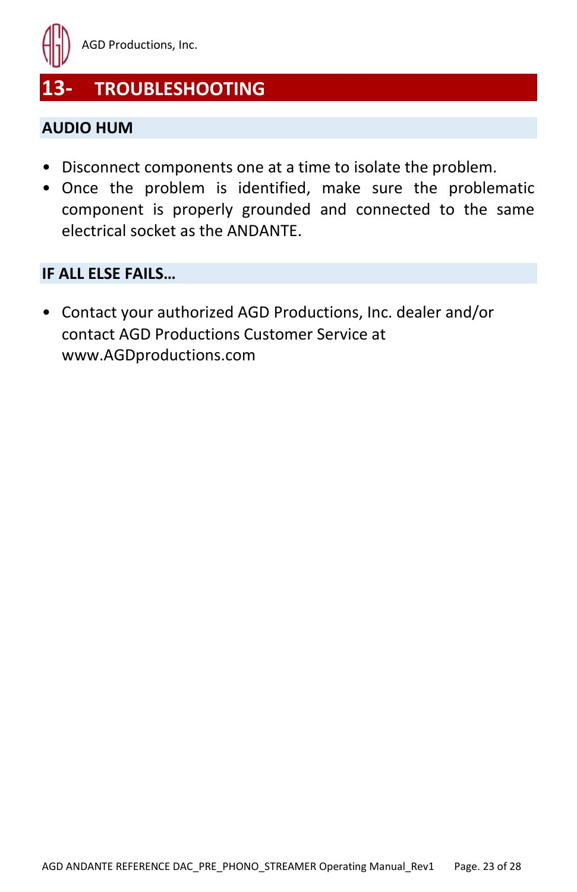# 13- TROUBLESHOOTING

## AUDIO HUM

- Disconnect components one at a time to isolate the problem.
- Once the problem is identified, make sure the problematic component is properly grounded and connected to the same electrical socket as the ANDANTE.

## IF ALL ELSE FAILS…

- Contact your authorized AGD Productions, Inc. dealer and/or contact AGD Productions Customer Service at www.AGDproductions.com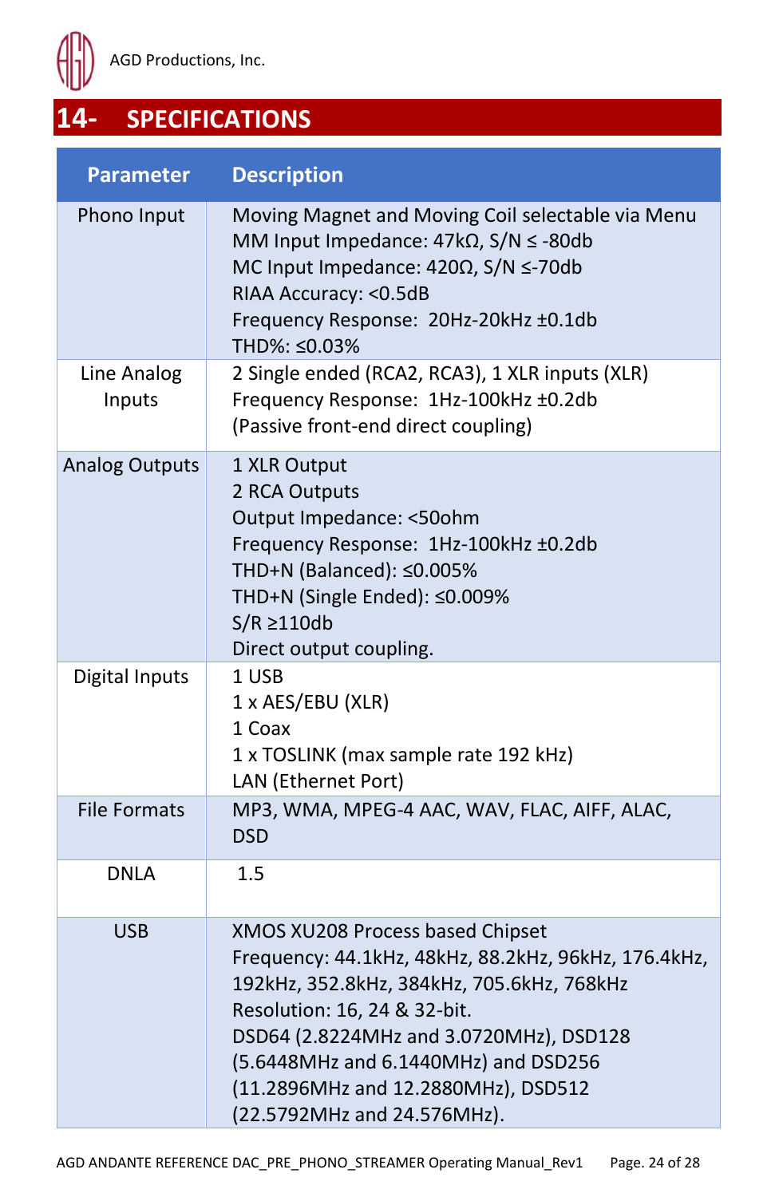## 14- SPECIFICATIONS

| Parameter | Description |
|---|---|
| Phono Input | Moving Magnet and Moving Coil selectable via Menu<br>MM Input Impedance: 47kΩ, S/N ≤ -80db<br>MC Input Impedance: 420Ω, S/N ≤-70db<br>RIAA Accuracy: <0.5dB<br>Frequency Response: 20Hz-20kHz ±0.1db<br>THD%: ≤0.03% |
| Line Analog Inputs | 2 Single ended (RCA2, RCA3), 1 XLR inputs (XLR)<br>Frequency Response: 1Hz-100kHz ±0.2db<br>(Passive front-end direct coupling) |
| Analog Outputs | 1 XLR Output<br>2 RCA Outputs<br>Output Impedance: <50ohm<br>Frequency Response: 1Hz-100kHz ±0.2db<br>THD+N (Balanced): ≤0.005%<br>THD+N (Single Ended): ≤0.009%<br>S/R ≥110db<br>Direct output coupling. |
| Digital Inputs | 1 USB<br>1 x AES/EBU (XLR)<br>1 Coax<br>1 x TOSLINK (max sample rate 192 kHz)<br>LAN (Ethernet Port) |
| File Formats | MP3, WMA, MPEG-4 AAC, WAV, FLAC, AIFF, ALAC, DSD |
| DNLA | 1.5 |
| USB | XMOS XU208 Process based Chipset<br>Frequency: 44.1kHz, 48kHz, 88.2kHz, 96kHz, 176.4kHz, 192kHz, 352.8kHz, 384kHz, 705.6kHz, 768kHz<br>Resolution: 16, 24 & 32-bit.<br>DSD64 (2.8224MHz and 3.0720MHz), DSD128 (5.6448MHz and 6.1440MHz) and DSD256 (11.2896MHz and 12.2880MHz), DSD512 (22.5792MHz and 24.576MHz). |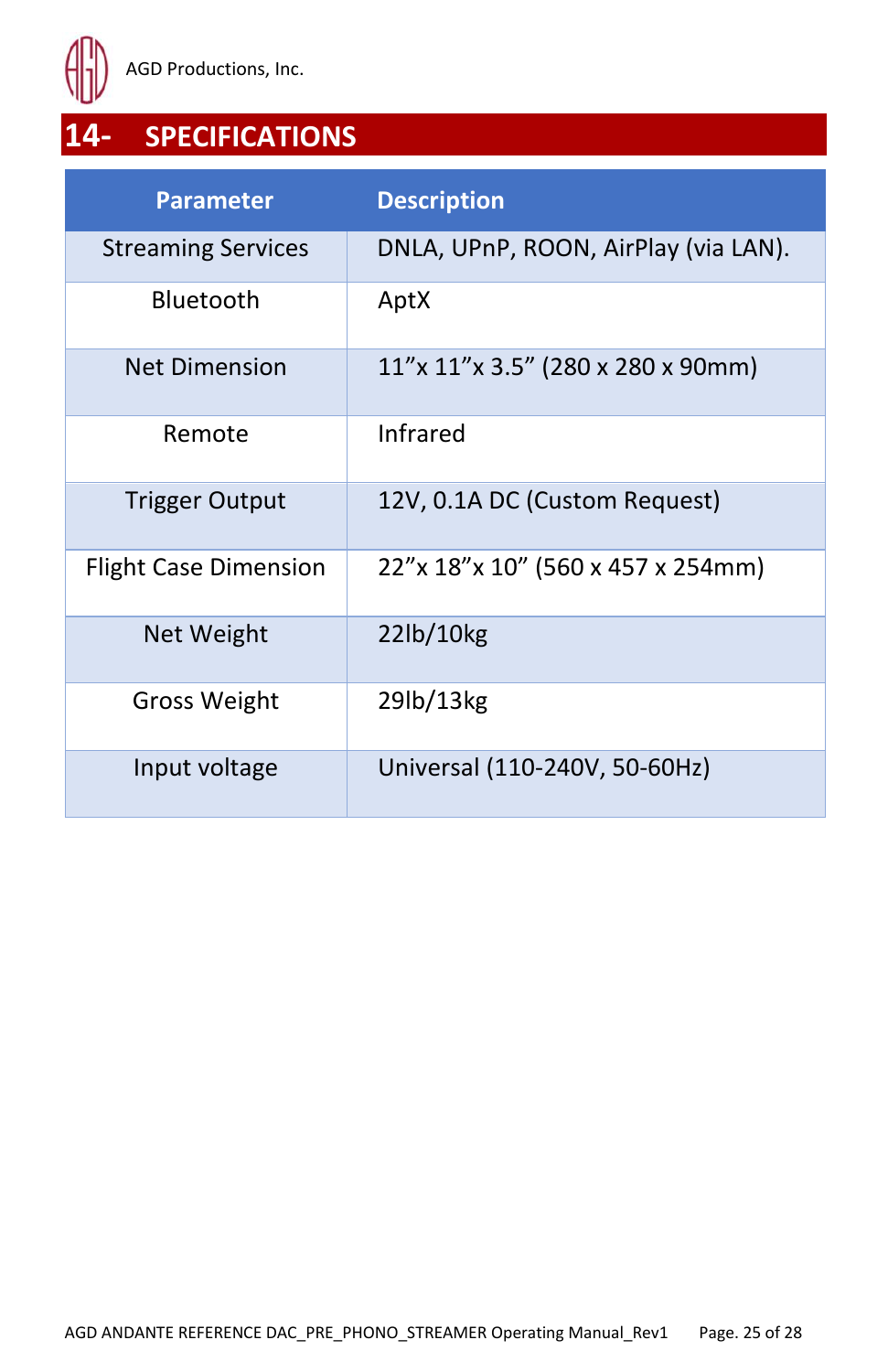## 14- SPECIFICATIONS

| Parameter | Description |
|---|---|
| Streaming Services | DNLA, UPnP, ROON, AirPlay (via LAN). |
| Bluetooth | AptX |
| Net Dimension | 11”x 11”x 3.5” (280 x 280 x 90mm) |
| Remote | Infrared |
| Trigger Output | 12V, 0.1A DC (Custom Request) |
| Flight Case Dimension | 22”x 18”x 10” (560 x 457 x 254mm) |
| Net Weight | 22lb/10kg |
| Gross Weight | 29lb/13kg |
| Input voltage | Universal (110-240V, 50-60Hz) |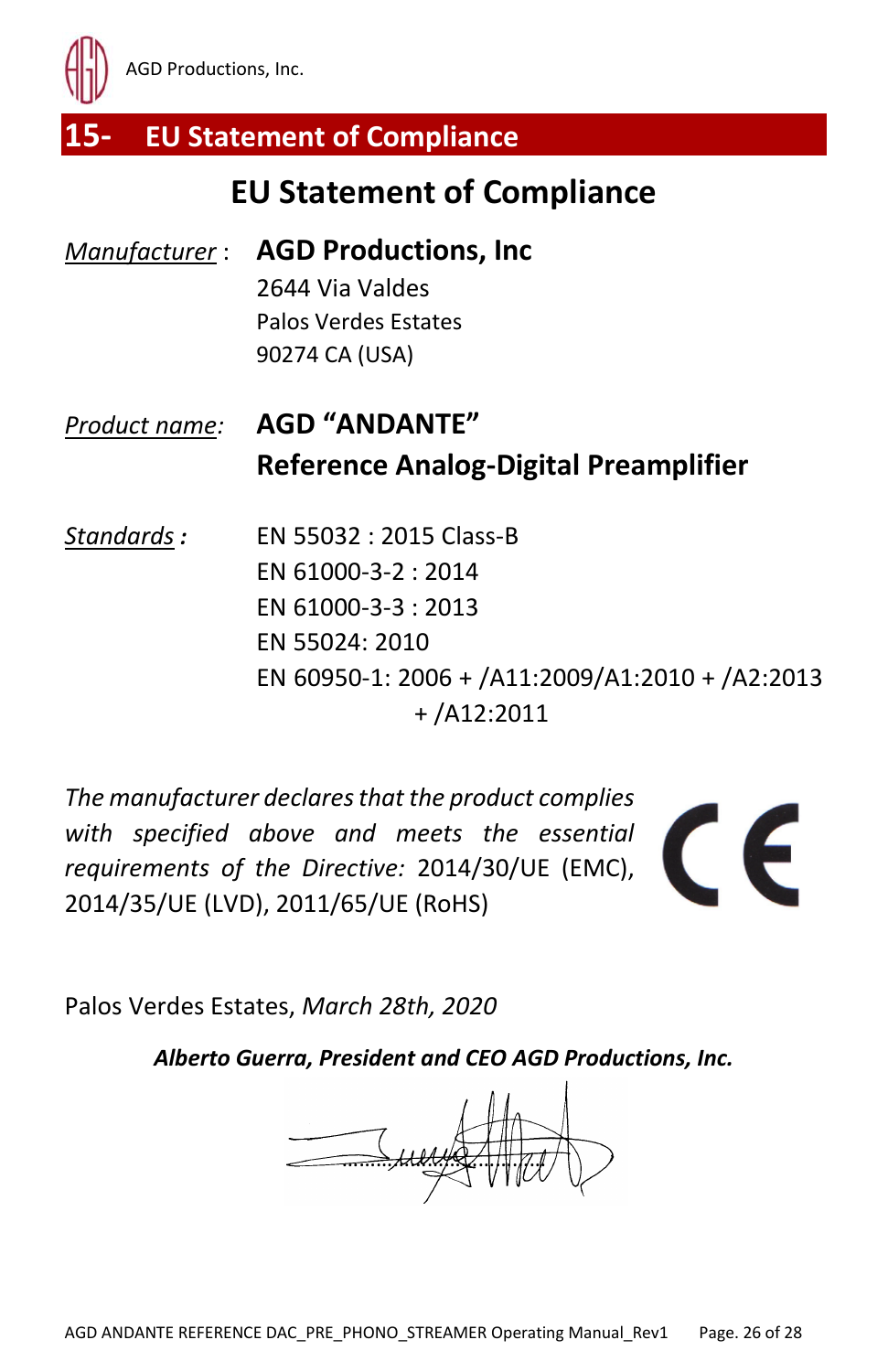## 15- EU Statement of Compliance

# EU Statement of Compliance

*Manufacturer* : **AGD Productions, Inc**
2644 Via Valdes
Palos Verdes Estates
90274 CA (USA)

*Product name:* **AGD "ANDANTE"**
**Reference Analog-Digital Preamplifier**

***Standards :***
EN 55032 : 2015 Class-B
EN 61000-3-2 : 2014
EN 61000-3-3 : 2013
EN 55024: 2010
EN 60950-1: 2006 + /A11:2009/A1:2010 + /A2:2013 + /A12:2011

*The manufacturer declares that the product complies with specified above and meets the essential requirements of the Directive:* 2014/30/UE (EMC), 2014/35/UE (LVD), 2011/65/UE (RoHS)

CE

Palos Verdes Estates, *March 28th, 2020*

***Alberto Guerra, President and CEO AGD Productions, Inc.***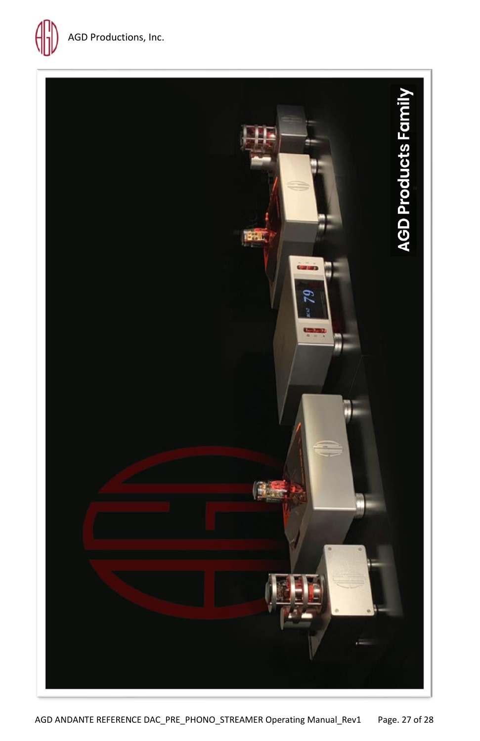AGD Products Family